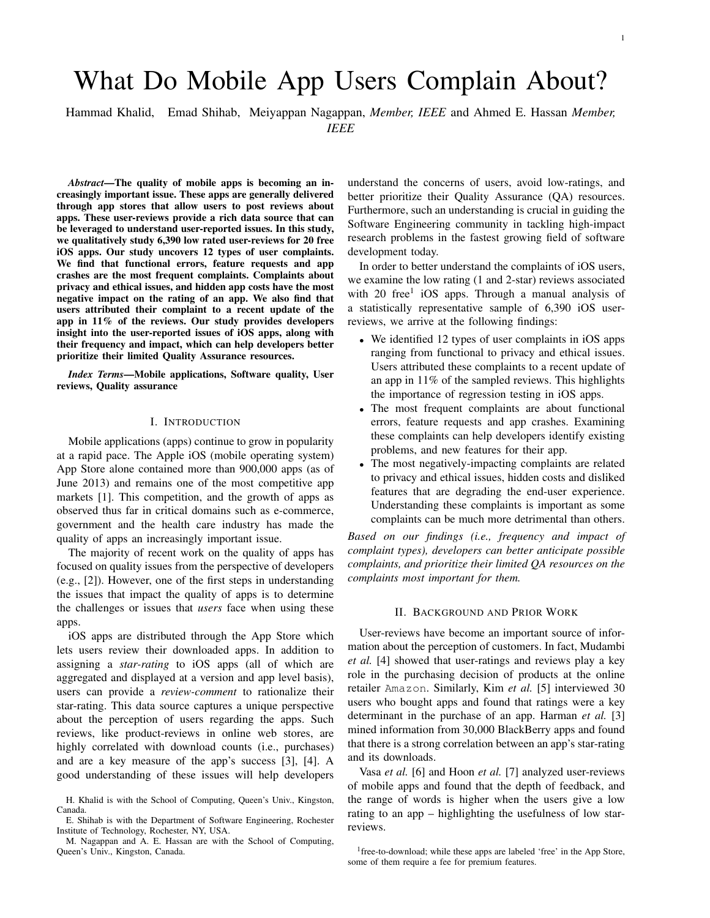# What Do Mobile App Users Complain About?

Hammad Khalid, Emad Shihab, Meiyappan Nagappan, *Member, IEEE* and Ahmed E. Hassan *Member, IEEE*

***Abstract*—The quality of mobile apps is becoming an increasingly important issue. These apps are generally delivered through app stores that allow users to post reviews about apps. These user-reviews provide a rich data source that can be leveraged to understand user-reported issues. In this study, we qualitatively study 6,390 low rated user-reviews for 20 free iOS apps. Our study uncovers 12 types of user complaints. We find that functional errors, feature requests and app crashes are the most frequent complaints. Complaints about privacy and ethical issues, and hidden app costs have the most negative impact on the rating of an app. We also find that users attributed their complaint to a recent update of the app in 11% of the reviews. Our study provides developers insight into the user-reported issues of iOS apps, along with their frequency and impact, which can help developers better prioritize their limited Quality Assurance resources.**

***Index Terms*—Mobile applications, Software quality, User reviews, Quality assurance**

## I. Introduction

Mobile applications (apps) continue to grow in popularity at a rapid pace. The Apple iOS (mobile operating system) App Store alone contained more than 900,000 apps (as of June 2013) and remains one of the most competitive app markets [1]. This competition, and the growth of apps as observed thus far in critical domains such as e-commerce, government and the health care industry has made the quality of apps an increasingly important issue.

The majority of recent work on the quality of apps has focused on quality issues from the perspective of developers (e.g., [2]). However, one of the first steps in understanding the issues that impact the quality of apps is to determine the challenges or issues that *users* face when using these apps.

iOS apps are distributed through the App Store which lets users review their downloaded apps. In addition to assigning a *star-rating* to iOS apps (all of which are aggregated and displayed at a version and app level basis), users can provide a *review-comment* to rationalize their star-rating. This data source captures a unique perspective about the perception of users regarding the apps. Such reviews, like product-reviews in online web stores, are highly correlated with download counts (i.e., purchases) and are a key measure of the app's success [3], [4]. A good understanding of these issues will help developers understand the concerns of users, avoid low-ratings, and better prioritize their Quality Assurance (QA) resources. Furthermore, such an understanding is crucial in guiding the Software Engineering community in tackling high-impact research problems in the fastest growing field of software development today.

In order to better understand the complaints of iOS users, we examine the low rating (1 and 2-star) reviews associated with 20 free[1] iOS apps. Through a manual analysis of a statistically representative sample of 6,390 iOS user-reviews, we arrive at the following findings:

- We identified 12 types of user complaints in iOS apps ranging from functional to privacy and ethical issues. Users attributed these complaints to a recent update of an app in 11% of the sampled reviews. This highlights the importance of regression testing in iOS apps.
- The most frequent complaints are about functional errors, feature requests and app crashes. Examining these complaints can help developers identify existing problems, and new features for their app.
- The most negatively-impacting complaints are related to privacy and ethical issues, hidden costs and disliked features that are degrading the end-user experience. Understanding these complaints is important as some complaints can be much more detrimental than others.

*Based on our findings (i.e., frequency and impact of complaint types), developers can better anticipate possible complaints, and prioritize their limited QA resources on the complaints most important for them.*

## II. Background and Prior Work

User-reviews have become an important source of information about the perception of customers. In fact, Mudambi *et al.* [4] showed that user-ratings and reviews play a key role in the purchasing decision of products at the online retailer `Amazon`. Similarly, Kim *et al.* [5] interviewed 30 users who bought apps and found that ratings were a key determinant in the purchase of an app. Harman *et al.* [3] mined information from 30,000 BlackBerry apps and found that there is a strong correlation between an app's star-rating and its downloads.

Vasa *et al.* [6] and Hoon *et al.* [7] analyzed user-reviews of mobile apps and found that the depth of feedback, and the range of words is higher when the users give a low rating to an app – highlighting the usefulness of low star-reviews.

H. Khalid is with the School of Computing, Queen's Univ., Kingston, Canada.

E. Shihab is with the Department of Software Engineering, Rochester Institute of Technology, Rochester, NY, USA.

M. Nagappan and A. E. Hassan are with the School of Computing, Queen's Univ., Kingston, Canada.

[1] free-to-download; while these apps are labeled 'free' in the App Store, some of them require a fee for premium features.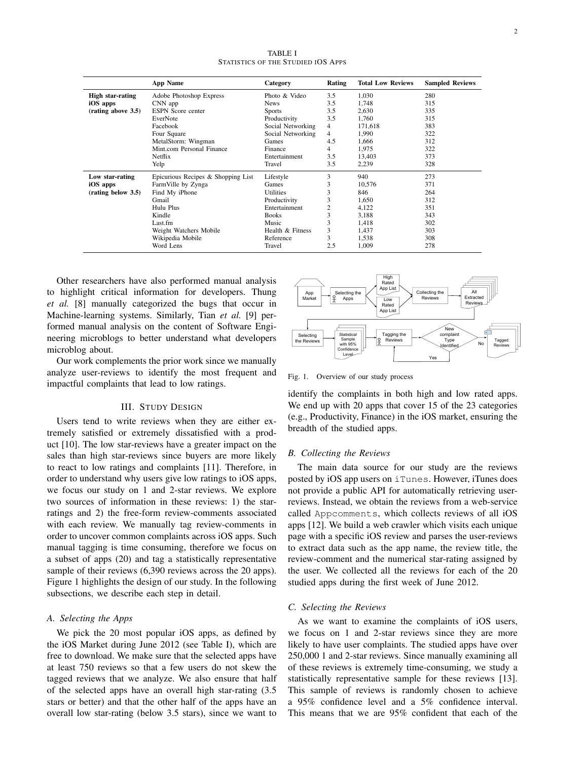TABLE I
STATISTICS OF THE STUDIED IOS APPS

| | App Name | Category | Rating | Total Low Reviews | Sampled Reviews |
|---|---|---|---|---|---|
| **High star-rating iOS apps (rating above 3.5)** | Adobe Photoshop Express | Photo & Video | 3.5 | 1,030 | 280 |
| | CNN app | News | 3.5 | 1,748 | 315 |
| | ESPN Score center | Sports | 3.5 | 2,630 | 335 |
| | EverNote | Productivity | 3.5 | 1,760 | 315 |
| | Facebook | Social Networking | 4 | 171,618 | 383 |
| | Four Square | Social Networking | 4 | 1,990 | 322 |
| | MetalStorm: Wingman | Games | 4.5 | 1,666 | 312 |
| | Mint.com Personal Finance | Finance | 4 | 1,975 | 322 |
| | Netflix | Entertainment | 3.5 | 13,403 | 373 |
| | Yelp | Travel | 3.5 | 2,239 | 328 |
| **Low star-rating iOS apps (rating below 3.5)** | Epicurious Recipes & Shopping List | Lifestyle | 3 | 940 | 273 |
| | FarmVille by Zynga | Games | 3 | 10,576 | 371 |
| | Find My iPhone | Utilities | 3 | 846 | 264 |
| | Gmail | Productivity | 3 | 1,650 | 312 |
| | Hulu Plus | Entertainment | 2 | 4,122 | 351 |
| | Kindle | Books | 3 | 3,188 | 343 |
| | Last.fm | Music | 3 | 1,418 | 302 |
| | Weight Watchers Mobile | Health & Fitness | 3 | 1,437 | 303 |
| | Wikipedia Mobile | Reference | 3 | 1,538 | 308 |
| | Word Lens | Travel | 2.5 | 1,009 | 278 |

Other researchers have also performed manual analysis to highlight critical information for developers. Thung *et al.* [8] manually categorized the bugs that occur in Machine-learning systems. Similarly, Tian *et al.* [9] performed manual analysis on the content of Software Engineering microblogs to better understand what developers microblog about.

Our work complements the prior work since we manually analyze user-reviews to identify the most frequent and impactful complaints that lead to low ratings.

## III. STUDY DESIGN

Users tend to write reviews when they are either extremely satisfied or extremely dissatisfied with a product [10]. The low star-reviews have a greater impact on the sales than high star-reviews since buyers are more likely to react to low ratings and complaints [11]. Therefore, in order to understand why users give low ratings to iOS apps, we focus our study on 1 and 2-star reviews. We explore two sources of information in these reviews: 1) the star-ratings and 2) the free-form review-comments associated with each review. We manually tag review-comments in order to uncover common complaints across iOS apps. Such manual tagging is time consuming, therefore we focus on a subset of apps (20) and tag a statistically representative sample of their reviews (6,390 reviews across the 20 apps). Figure 1 highlights the design of our study. In the following subsections, we describe each step in detail.

### A. Selecting the Apps

We pick the 20 most popular iOS apps, as defined by the iOS Market during June 2012 (see Table I), which are free to download. We make sure that the selected apps have at least 750 reviews so that a few users do not skew the tagged reviews that we analyze. We also ensure that half of the selected apps have an overall high star-rating (3.5 stars or better) and that the other half of the apps have an overall low star-rating (below 3.5 stars), since we want to

Fig. 1. Overview of our study process

identify the complaints in both high and low rated apps. We end up with 20 apps that cover 15 of the 23 categories (e.g., Productivity, Finance) in the iOS market, ensuring the breadth of the studied apps.

### B. Collecting the Reviews

The main data source for our study are the reviews posted by iOS app users on `iTunes`. However, iTunes does not provide a public API for automatically retrieving user-reviews. Instead, we obtain the reviews from a web-service called `Appcomments`, which collects reviews of all iOS apps [12]. We build a web crawler which visits each unique page with a specific iOS review and parses the user-reviews to extract data such as the app name, the review title, the review-comment and the numerical star-rating assigned by the user. We collected all the reviews for each of the 20 studied apps during the first week of June 2012.

### C. Selecting the Reviews

As we want to examine the complaints of iOS users, we focus on 1 and 2-star reviews since they are more likely to have user complaints. The studied apps have over 250,000 1 and 2-star reviews. Since manually examining all of these reviews is extremely time-consuming, we study a statistically representative sample for these reviews [13]. This sample of reviews is randomly chosen to achieve a 95% confidence level and a 5% confidence interval. This means that we are 95% confident that each of the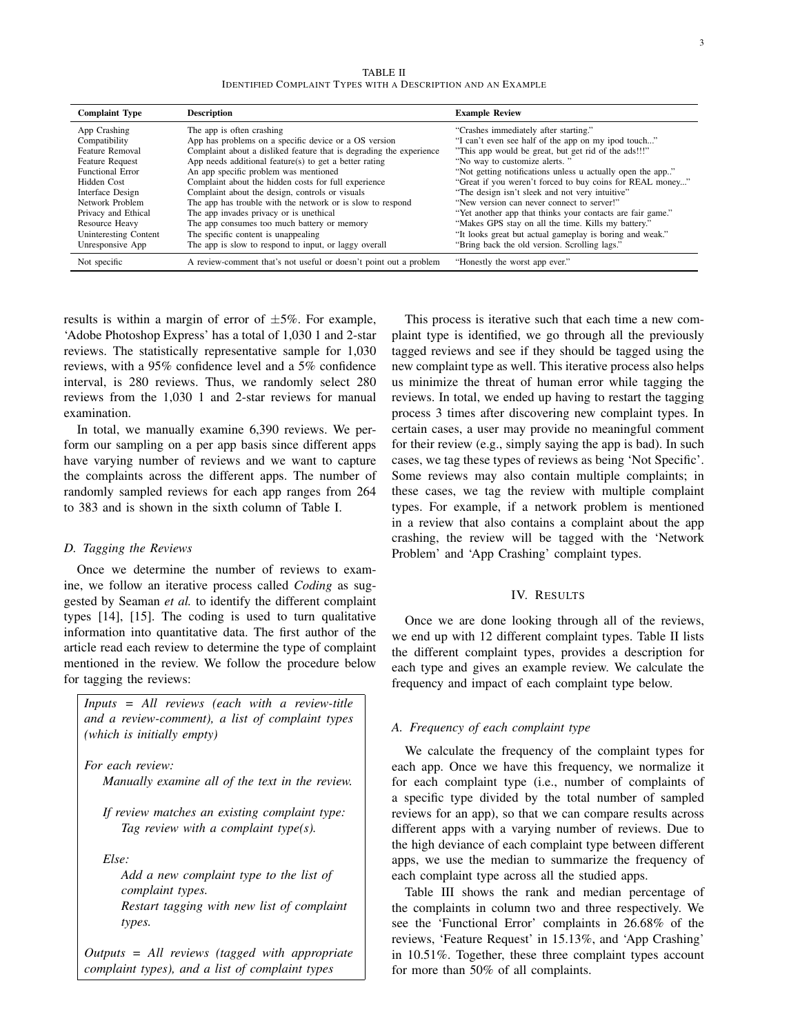TABLE II
IDENTIFIED COMPLAINT TYPES WITH A DESCRIPTION AND AN EXAMPLE

| Complaint Type | Description | Example Review |
|---|---|---|
| App Crashing | The app is often crashing | "Crashes immediately after starting." |
| Compatibility | App has problems on a specific device or a OS version | "I can't even see half of the app on my ipod touch..." |
| Feature Removal | Complaint about a disliked feature that is degrading the experience | "This app would be great, but get rid of the ads!!!" |
| Feature Request | App needs additional feature(s) to get a better rating | "No way to customize alerts. " |
| Functional Error | An app specific problem was mentioned | "Not getting notifications unless u actually open the app.." |
| Hidden Cost | Complaint about the hidden costs for full experience | "Great if you weren't forced to buy coins for REAL money..." |
| Interface Design | Complaint about the design, controls or visuals | "The design isn't sleek and not very intuitive" |
| Network Problem | The app has trouble with the network or is slow to respond | "New version can never connect to server!" |
| Privacy and Ethical | The app invades privacy or is unethical | "Yet another app that thinks your contacts are fair game." |
| Resource Heavy | The app consumes too much battery or memory | "Makes GPS stay on all the time. Kills my battery." |
| Uninteresting Content | The specific content is unappealing | "It looks great but actual gameplay is boring and weak." |
| Unresponsive App | The app is slow to respond to input, or laggy overall | "Bring back the old version. Scrolling lags." |
| Not specific | A review-comment that's not useful or doesn't point out a problem | "Honestly the worst app ever." |

results is within a margin of error of $\pm 5\%$. For example, 'Adobe Photoshop Express' has a total of 1,030 1 and 2-star reviews. The statistically representative sample for 1,030 reviews, with a 95% confidence level and a 5% confidence interval, is 280 reviews. Thus, we randomly select 280 reviews from the 1,030 1 and 2-star reviews for manual examination.

In total, we manually examine 6,390 reviews. We perform our sampling on a per app basis since different apps have varying number of reviews and we want to capture the complaints across the different apps. The number of randomly sampled reviews for each app ranges from 264 to 383 and is shown in the sixth column of Table I.

### D. Tagging the Reviews

Once we determine the number of reviews to examine, we follow an iterative process called *Coding* as suggested by Seaman *et al.* to identify the different complaint types [14], [15]. The coding is used to turn qualitative information into quantitative data. The first author of the article read each review to determine the type of complaint mentioned in the review. We follow the procedure below for tagging the reviews:

> *Inputs = All reviews (each with a review-title and a review-comment), a list of complaint types (which is initially empty)*
>
> *For each review:*
> *Manually examine all of the text in the review.*
>
> *If review matches an existing complaint type:*
> *Tag review with a complaint type(s).*
>
> *Else:*
> *Add a new complaint type to the list of complaint types.*
> *Restart tagging with new list of complaint types.*
>
> *Outputs = All reviews (tagged with appropriate complaint types), and a list of complaint types*

This process is iterative such that each time a new complaint type is identified, we go through all the previously tagged reviews and see if they should be tagged using the new complaint type as well. This iterative process also helps us minimize the threat of human error while tagging the reviews. In total, we ended up having to restart the tagging process 3 times after discovering new complaint types. In certain cases, a user may provide no meaningful comment for their review (e.g., simply saying the app is bad). In such cases, we tag these types of reviews as being 'Not Specific'. Some reviews may also contain multiple complaints; in these cases, we tag the review with multiple complaint types. For example, if a network problem is mentioned in a review that also contains a complaint about the app crashing, the review will be tagged with the 'Network Problem' and 'App Crashing' complaint types.

## IV. RESULTS

Once we are done looking through all of the reviews, we end up with 12 different complaint types. Table II lists the different complaint types, provides a description for each type and gives an example review. We calculate the frequency and impact of each complaint type below.

### A. Frequency of each complaint type

We calculate the frequency of the complaint types for each app. Once we have this frequency, we normalize it for each complaint type (i.e., number of complaints of a specific type divided by the total number of sampled reviews for an app), so that we can compare results across different apps with a varying number of reviews. Due to the high deviance of each complaint type between different apps, we use the median to summarize the frequency of each complaint type across all the studied apps.

Table III shows the rank and median percentage of the complaints in column two and three respectively. We see the 'Functional Error' complaints in 26.68% of the reviews, 'Feature Request' in 15.13%, and 'App Crashing' in 10.51%. Together, these three complaint types account for more than 50% of all complaints.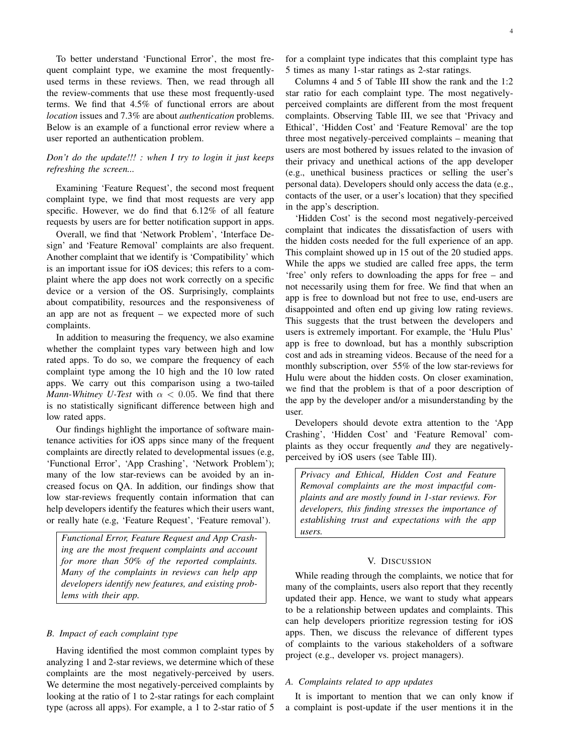To better understand 'Functional Error', the most frequent complaint type, we examine the most frequently-used terms in these reviews. Then, we read through all the review-comments that use these most frequently-used terms. We find that 4.5% of functional errors are about *location* issues and 7.3% are about *authentication* problems. Below is an example of a functional error review where a user reported an authentication problem.

*Don't do the update!!! : when I try to login it just keeps refreshing the screen...*

Examining 'Feature Request', the second most frequent complaint type, we find that most requests are very app specific. However, we do find that 6.12% of all feature requests by users are for better notification support in apps.

Overall, we find that 'Network Problem', 'Interface Design' and 'Feature Removal' complaints are also frequent. Another complaint that we identify is 'Compatibility' which is an important issue for iOS devices; this refers to a complaint where the app does not work correctly on a specific device or a version of the OS. Surprisingly, complaints about compatibility, resources and the responsiveness of an app are not as frequent – we expected more of such complaints.

In addition to measuring the frequency, we also examine whether the complaint types vary between high and low rated apps. To do so, we compare the frequency of each complaint type among the 10 high and the 10 low rated apps. We carry out this comparison using a two-tailed *Mann-Whitney U-Test* with $\alpha < 0.05$. We find that there is no statistically significant difference between high and low rated apps.

Our findings highlight the importance of software maintenance activities for iOS apps since many of the frequent complaints are directly related to developmental issues (e.g, 'Functional Error', 'App Crashing', 'Network Problem'); many of the low star-reviews can be avoided by an increased focus on QA. In addition, our findings show that low star-reviews frequently contain information that can help developers identify the features which their users want, or really hate (e.g, 'Feature Request', 'Feature removal').

*Functional Error, Feature Request and App Crashing are the most frequent complaints and account for more than 50% of the reported complaints. Many of the complaints in reviews can help app developers identify new features, and existing problems with their app.*

### B. Impact of each complaint type

Having identified the most common complaint types by analyzing 1 and 2-star reviews, we determine which of these complaints are the most negatively-perceived by users. We determine the most negatively-perceived complaints by looking at the ratio of 1 to 2-star ratings for each complaint type (across all apps). For example, a 1 to 2-star ratio of 5 for a complaint type indicates that this complaint type has 5 times as many 1-star ratings as 2-star ratings.

Columns 4 and 5 of Table III show the rank and the 1:2 star ratio for each complaint type. The most negatively-perceived complaints are different from the most frequent complaints. Observing Table III, we see that 'Privacy and Ethical', 'Hidden Cost' and 'Feature Removal' are the top three most negatively-perceived complaints – meaning that users are most bothered by issues related to the invasion of their privacy and unethical actions of the app developer (e.g., unethical business practices or selling the user's personal data). Developers should only access the data (e.g., contacts of the user, or a user's location) that they specified in the app's description.

'Hidden Cost' is the second most negatively-perceived complaint that indicates the dissatisfaction of users with the hidden costs needed for the full experience of an app. This complaint showed up in 15 out of the 20 studied apps. While the apps we studied are called free apps, the term 'free' only refers to downloading the apps for free – and not necessarily using them for free. We find that when an app is free to download but not free to use, end-users are disappointed and often end up giving low rating reviews. This suggests that the trust between the developers and users is extremely important. For example, the 'Hulu Plus' app is free to download, but has a monthly subscription cost and ads in streaming videos. Because of the need for a monthly subscription, over 55% of the low star-reviews for Hulu were about the hidden costs. On closer examination, we find that the problem is that of a poor description of the app by the developer and/or a misunderstanding by the user.

Developers should devote extra attention to the 'App Crashing', 'Hidden Cost' and 'Feature Removal' complaints as they occur frequently *and* they are negatively-perceived by iOS users (see Table III).

*Privacy and Ethical, Hidden Cost and Feature Removal complaints are the most impactful complaints and are mostly found in 1-star reviews. For developers, this finding stresses the importance of establishing trust and expectations with the app users.*

## V. Discussion

While reading through the complaints, we notice that for many of the complaints, users also report that they recently updated their app. Hence, we want to study what appears to be a relationship between updates and complaints. This can help developers prioritize regression testing for iOS apps. Then, we discuss the relevance of different types of complaints to the various stakeholders of a software project (e.g., developer vs. project managers).

### A. Complaints related to app updates

It is important to mention that we can only know if a complaint is post-update if the user mentions it in the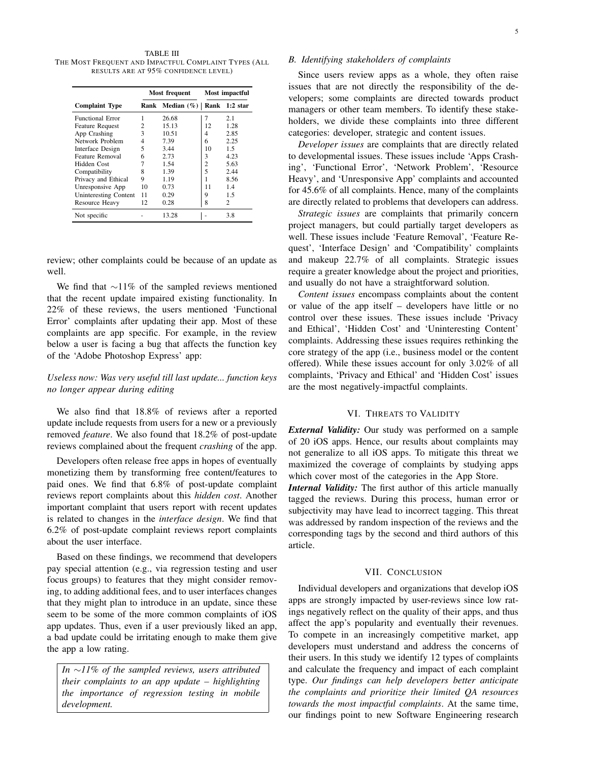TABLE III
THE MOST FREQUENT AND IMPACTFUL COMPLAINT TYPES (ALL RESULTS ARE AT 95% CONFIDENCE LEVEL)

| | Most frequent | | Most impactful | |
|---|---|---|---|---|
| **Complaint Type** | **Rank** | **Median (%)** | **Rank** | **1:2 star** |
| Functional Error | 1 | 26.68 | 7 | 2.1 |
| Feature Request | 2 | 15.13 | 12 | 1.28 |
| App Crashing | 3 | 10.51 | 4 | 2.85 |
| Network Problem | 4 | 7.39 | 6 | 2.25 |
| Interface Design | 5 | 3.44 | 10 | 1.5 |
| Feature Removal | 6 | 2.73 | 3 | 4.23 |
| Hidden Cost | 7 | 1.54 | 2 | 5.63 |
| Compatibility | 8 | 1.39 | 5 | 2.44 |
| Privacy and Ethical | 9 | 1.19 | 1 | 8.56 |
| Unresponsive App | 10 | 0.73 | 11 | 1.4 |
| Uninteresting Content | 11 | 0.29 | 9 | 1.5 |
| Resource Heavy | 12 | 0.28 | 8 | 2 |
| Not specific | - | 13.28 | - | 3.8 |

review; other complaints could be because of an update as well.

We find that ~11% of the sampled reviews mentioned that the recent update impaired existing functionality. In 22% of these reviews, the users mentioned 'Functional Error' complaints after updating their app. Most of these complaints are app specific. For example, in the review below a user is facing a bug that affects the function key of the 'Adobe Photoshop Express' app:

*Useless now: Was very useful till last update... function keys no longer appear during editing*

We also find that 18.8% of reviews after a reported update include requests from users for a new or a previously removed *feature*. We also found that 18.2% of post-update reviews complained about the frequent *crashing* of the app.

Developers often release free apps in hopes of eventually monetizing them by transforming free content/features to paid ones. We find that 6.8% of post-update complaint reviews report complaints about this *hidden cost*. Another important complaint that users report with recent updates is related to changes in the *interface design*. We find that 6.2% of post-update complaint reviews report complaints about the user interface.

Based on these findings, we recommend that developers pay special attention (e.g., via regression testing and user focus groups) to features that they might consider removing, to adding additional fees, and to user interfaces changes that they might plan to introduce in an update, since these seem to be some of the more common complaints of iOS app updates. Thus, even if a user previously liked an app, a bad update could be irritating enough to make them give the app a low rating.

> *In ~11% of the sampled reviews, users attributed their complaints to an app update – highlighting the importance of regression testing in mobile development.*

### B. Identifying stakeholders of complaints

Since users review apps as a whole, they often raise issues that are not directly the responsibility of the developers; some complaints are directed towards product managers or other team members. To identify these stakeholders, we divide these complaints into three different categories: developer, strategic and content issues.

*Developer issues* are complaints that are directly related to developmental issues. These issues include 'Apps Crashing', 'Functional Error', 'Network Problem', 'Resource Heavy', and 'Unresponsive App' complaints and accounted for 45.6% of all complaints. Hence, many of the complaints are directly related to problems that developers can address.

*Strategic issues* are complaints that primarily concern project managers, but could partially target developers as well. These issues include 'Feature Removal', 'Feature Request', 'Interface Design' and 'Compatibility' complaints and makeup 22.7% of all complaints. Strategic issues require a greater knowledge about the project and priorities, and usually do not have a straightforward solution.

*Content issues* encompass complaints about the content or value of the app itself – developers have little or no control over these issues. These issues include 'Privacy and Ethical', 'Hidden Cost' and 'Uninteresting Content' complaints. Addressing these issues requires rethinking the core strategy of the app (i.e., business model or the content offered). While these issues account for only 3.02% of all complaints, 'Privacy and Ethical' and 'Hidden Cost' issues are the most negatively-impactful complaints.

## VI. THREATS TO VALIDITY

***External Validity:*** Our study was performed on a sample of 20 iOS apps. Hence, our results about complaints may not generalize to all iOS apps. To mitigate this threat we maximized the coverage of complaints by studying apps which cover most of the categories in the App Store.

***Internal Validity:*** The first author of this article manually tagged the reviews. During this process, human error or subjectivity may have lead to incorrect tagging. This threat was addressed by random inspection of the reviews and the corresponding tags by the second and third authors of this article.

## VII. CONCLUSION

Individual developers and organizations that develop iOS apps are strongly impacted by user-reviews since low ratings negatively reflect on the quality of their apps, and thus affect the app's popularity and eventually their revenues. To compete in an increasingly competitive market, app developers must understand and address the concerns of their users. In this study we identify 12 types of complaints and calculate the frequency and impact of each complaint type. *Our findings can help developers better anticipate the complaints and prioritize their limited QA resources towards the most impactful complaints*. At the same time, our findings point to new Software Engineering research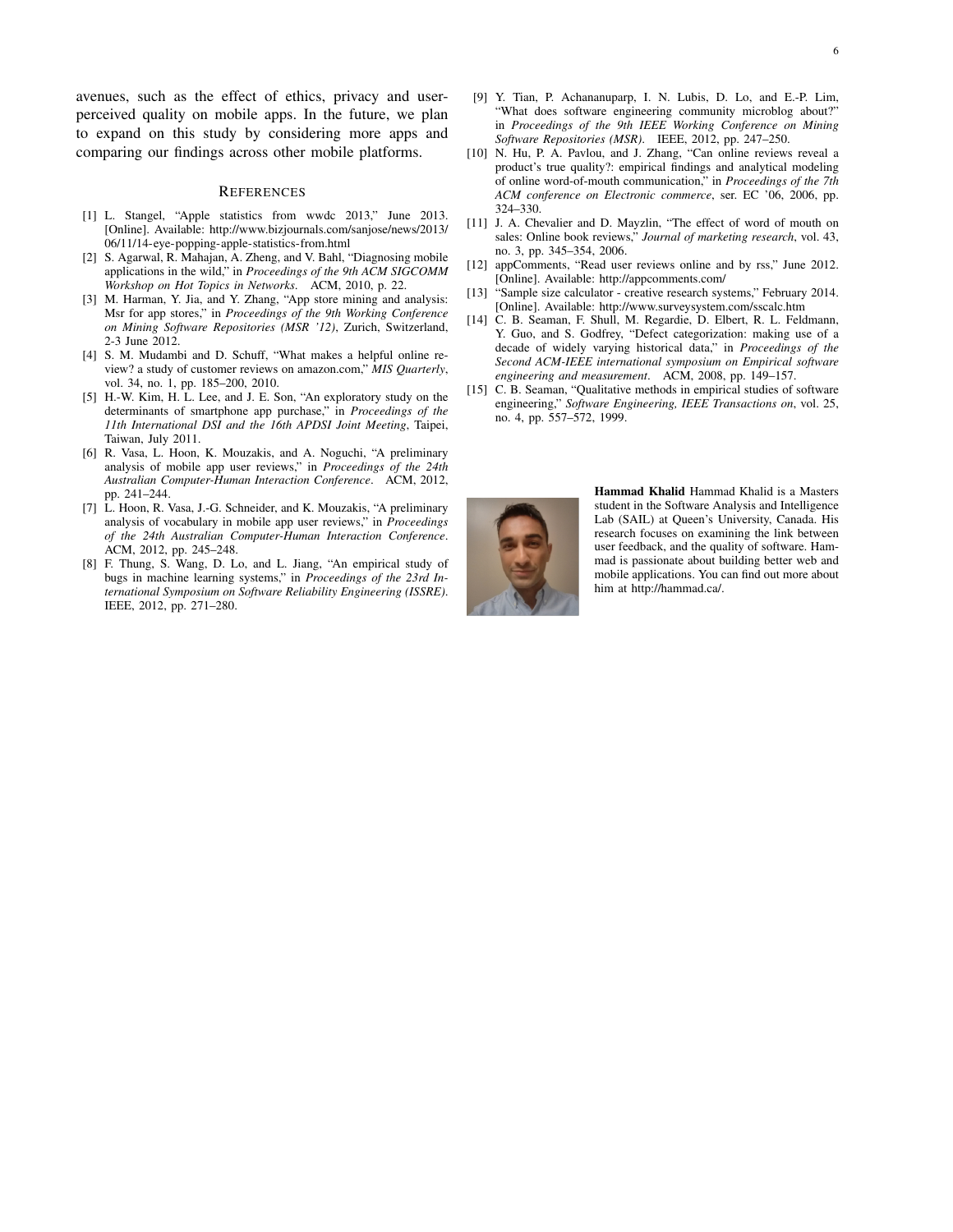avenues, such as the effect of ethics, privacy and user-perceived quality on mobile apps. In the future, we plan to expand on this study by considering more apps and comparing our findings across other mobile platforms.

## References

[1] L. Stangel, "Apple statistics from wwdc 2013," June 2013. [Online]. Available: http://www.bizjournals.com/sanjose/news/2013/06/11/14-eye-popping-apple-statistics-from.html

[2] S. Agarwal, R. Mahajan, A. Zheng, and V. Bahl, "Diagnosing mobile applications in the wild," in *Proceedings of the 9th ACM SIGCOMM Workshop on Hot Topics in Networks*. ACM, 2010, p. 22.

[3] M. Harman, Y. Jia, and Y. Zhang, "App store mining and analysis: Msr for app stores," in *Proceedings of the 9th Working Conference on Mining Software Repositories (MSR '12)*, Zurich, Switzerland, 2-3 June 2012.

[4] S. M. Mudambi and D. Schuff, "What makes a helpful online review? a study of customer reviews on amazon.com," *MIS Quarterly*, vol. 34, no. 1, pp. 185–200, 2010.

[5] H.-W. Kim, H. L. Lee, and J. E. Son, "An exploratory study on the determinants of smartphone app purchase," in *Proceedings of the 11th International DSI and the 16th APDSI Joint Meeting*, Taipei, Taiwan, July 2011.

[6] R. Vasa, L. Hoon, K. Mouzakis, and A. Noguchi, "A preliminary analysis of mobile app user reviews," in *Proceedings of the 24th Australian Computer-Human Interaction Conference*. ACM, 2012, pp. 241–244.

[7] L. Hoon, R. Vasa, J.-G. Schneider, and K. Mouzakis, "A preliminary analysis of vocabulary in mobile app user reviews," in *Proceedings of the 24th Australian Computer-Human Interaction Conference*. ACM, 2012, pp. 245–248.

[8] F. Thung, S. Wang, D. Lo, and L. Jiang, "An empirical study of bugs in machine learning systems," in *Proceedings of the 23rd International Symposium on Software Reliability Engineering (ISSRE)*. IEEE, 2012, pp. 271–280.

[9] Y. Tian, P. Achananuparp, I. N. Lubis, D. Lo, and E.-P. Lim, "What does software engineering community microblog about?" in *Proceedings of the 9th IEEE Working Conference on Mining Software Repositories (MSR)*. IEEE, 2012, pp. 247–250.

[10] N. Hu, P. A. Pavlou, and J. Zhang, "Can online reviews reveal a product's true quality?: empirical findings and analytical modeling of online word-of-mouth communication," in *Proceedings of the 7th ACM conference on Electronic commerce*, ser. EC '06, 2006, pp. 324–330.

[11] J. A. Chevalier and D. Mayzlin, "The effect of word of mouth on sales: Online book reviews," *Journal of marketing research*, vol. 43, no. 3, pp. 345–354, 2006.

[12] appComments, "Read user reviews online and by rss," June 2012. [Online]. Available: http://appcomments.com/

[13] "Sample size calculator - creative research systems," February 2014. [Online]. Available: http://www.surveysystem.com/sscalc.htm

[14] C. B. Seaman, F. Shull, M. Regardie, D. Elbert, R. L. Feldmann, Y. Guo, and S. Godfrey, "Defect categorization: making use of a decade of widely varying historical data," in *Proceedings of the Second ACM-IEEE international symposium on Empirical software engineering and measurement*. ACM, 2008, pp. 149–157.

[15] C. B. Seaman, "Qualitative methods in empirical studies of software engineering," *Software Engineering, IEEE Transactions on*, vol. 25, no. 4, pp. 557–572, 1999.

**Hammad Khalid** Hammad Khalid is a Masters student in the Software Analysis and Intelligence Lab (SAIL) at Queen's University, Canada. His research focuses on examining the link between user feedback, and the quality of software. Hammad is passionate about building better web and mobile applications. You can find out more about him at http://hammad.ca/.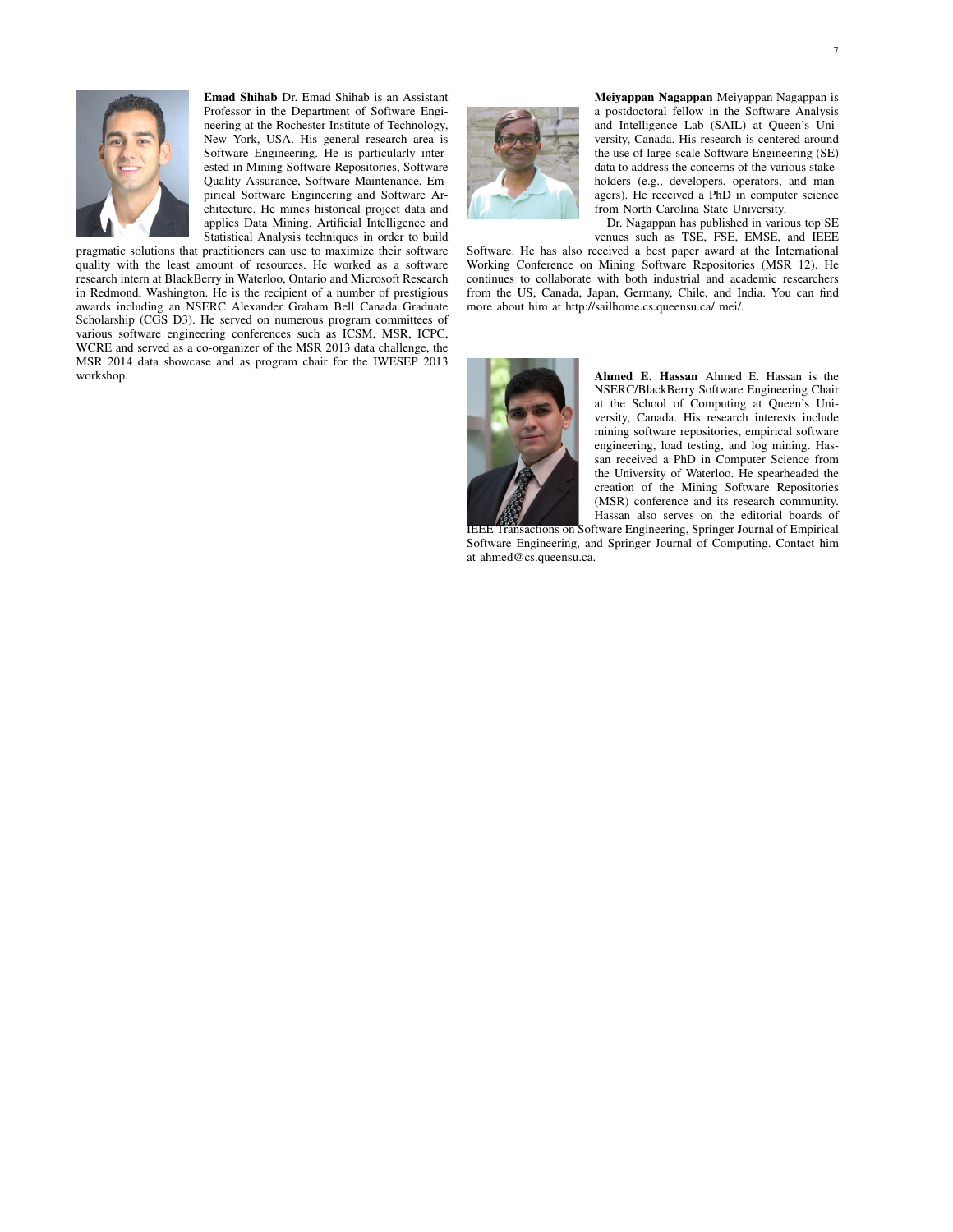**Emad Shihab** Dr. Emad Shihab is an Assistant Professor in the Department of Software Engineering at the Rochester Institute of Technology, New York, USA. His general research area is Software Engineering. He is particularly interested in Mining Software Repositories, Software Quality Assurance, Software Maintenance, Empirical Software Engineering and Software Architecture. He mines historical project data and applies Data Mining, Artificial Intelligence and Statistical Analysis techniques in order to build pragmatic solutions that practitioners can use to maximize their software quality with the least amount of resources. He worked as a software research intern at BlackBerry in Waterloo, Ontario and Microsoft Research in Redmond, Washington. He is the recipient of a number of prestigious awards including an NSERC Alexander Graham Bell Canada Graduate Scholarship (CGS D3). He served on numerous program committees of various software engineering conferences such as ICSM, MSR, ICPC, WCRE and served as a co-organizer of the MSR 2013 data challenge, the MSR 2014 data showcase and as program chair for the IWESEP 2013 workshop.

**Meiyappan Nagappan** Meiyappan Nagappan is a postdoctoral fellow in the Software Analysis and Intelligence Lab (SAIL) at Queen's University, Canada. His research is centered around the use of large-scale Software Engineering (SE) data to address the concerns of the various stakeholders (e.g., developers, operators, and managers). He received a PhD in computer science from North Carolina State University.

Dr. Nagappan has published in various top SE venues such as TSE, FSE, EMSE, and IEEE Software. He has also received a best paper award at the International Working Conference on Mining Software Repositories (MSR 12). He continues to collaborate with both industrial and academic researchers from the US, Canada, Japan, Germany, Chile, and India. You can find more about him at http://sailhome.cs.queensu.ca/ mei/.

**Ahmed E. Hassan** Ahmed E. Hassan is the NSERC/BlackBerry Software Engineering Chair at the School of Computing at Queen's University, Canada. His research interests include mining software repositories, empirical software engineering, load testing, and log mining. Hassan received a PhD in Computer Science from the University of Waterloo. He spearheaded the creation of the Mining Software Repositories (MSR) conference and its research community. Hassan also serves on the editorial boards of IEEE Transactions on Software Engineering, Springer Journal of Empirical Software Engineering, and Springer Journal of Computing. Contact him at ahmed@cs.queensu.ca.